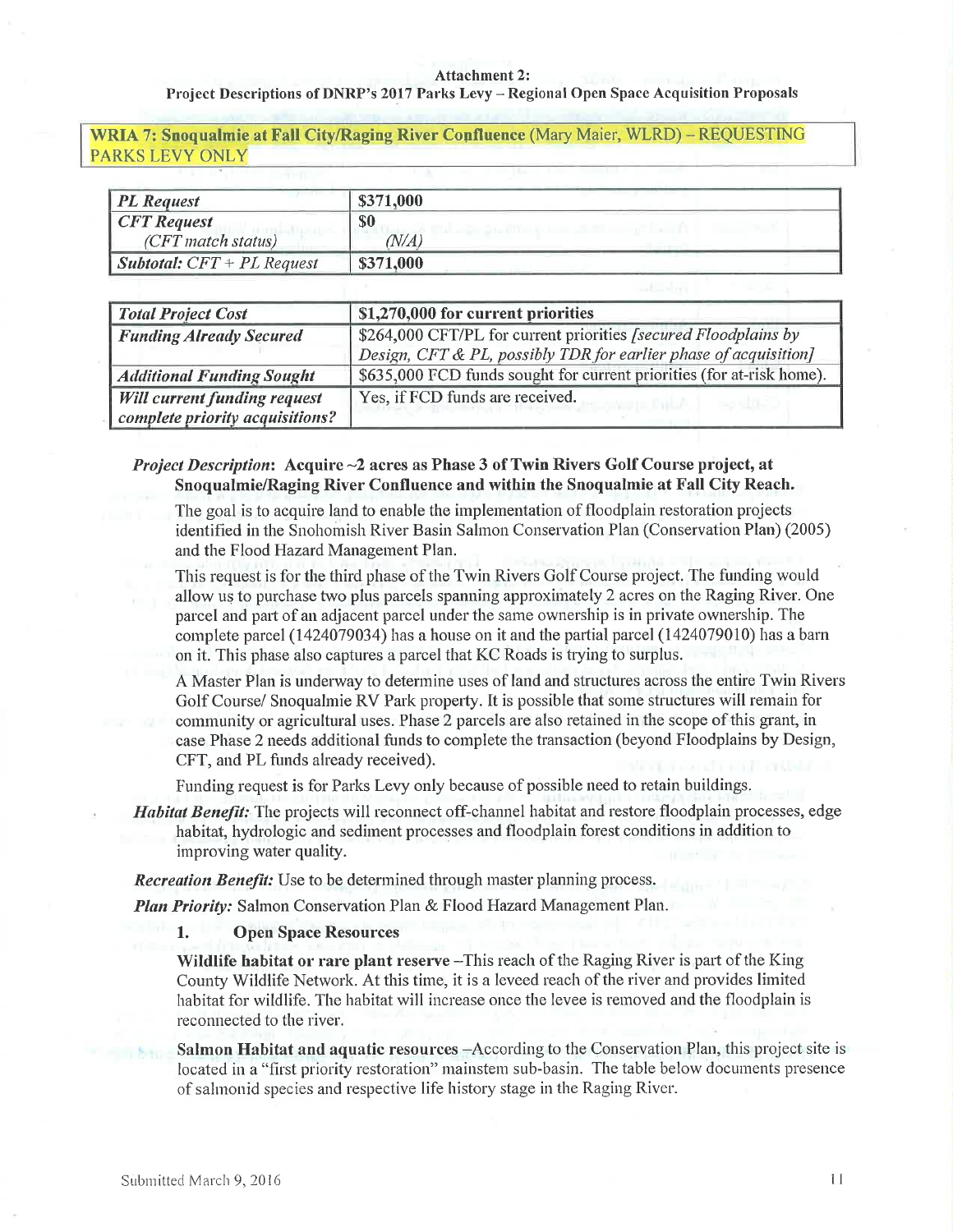**Attachment 2:**
**Project Descriptions of DNRP's 2017 Parks Levy – Regional Open Space Acquisition Proposals**

## WRIA 7: Snoqualmie at Fall City/Raging River Confluence (Mary Maier, WLRD) – REQUESTING PARKS LEVY ONLY

| *PL Request* | $371,000 |
|---|---|
| *CFT Request* (*CFT match status*) | $0 (*N/A*) |
| *Subtotal: CFT + PL Request* | $371,000 |

| *Total Project Cost* | $1,270,000 for current priorities |
|---|---|
| *Funding Already Secured* | $264,000 CFT/PL for current priorities *[secured Floodplains by Design, CFT & PL, possibly TDR for earlier phase of acquisition]* |
| *Additional Funding Sought* | $635,000 FCD funds sought for current priorities (for at-risk home). |
| *Will current funding request complete priority acquisitions?* | Yes, if FCD funds are received. |

***Project Description*: Acquire ~2 acres as Phase 3 of Twin Rivers Golf Course project, at Snoqualmie/Raging River Confluence and within the Snoqualmie at Fall City Reach.**

The goal is to acquire land to enable the implementation of floodplain restoration projects identified in the Snohomish River Basin Salmon Conservation Plan (Conservation Plan) (2005) and the Flood Hazard Management Plan.

This request is for the third phase of the Twin Rivers Golf Course project. The funding would allow us to purchase two plus parcels spanning approximately 2 acres on the Raging River. One parcel and part of an adjacent parcel under the same ownership is in private ownership. The complete parcel (1424079034) has a house on it and the partial parcel (1424079010) has a barn on it. This phase also captures a parcel that KC Roads is trying to surplus.

A Master Plan is underway to determine uses of land and structures across the entire Twin Rivers Golf Course/ Snoqualmie RV Park property. It is possible that some structures will remain for community or agricultural uses. Phase 2 parcels are also retained in the scope of this grant, in case Phase 2 needs additional funds to complete the transaction (beyond Floodplains by Design, CFT, and PL funds already received).

Funding request is for Parks Levy only because of possible need to retain buildings.

***Habitat Benefit:*** The projects will reconnect off-channel habitat and restore floodplain processes, edge habitat, hydrologic and sediment processes and floodplain forest conditions in addition to improving water quality.

***Recreation Benefit:*** Use to be determined through master planning process.

***Plan Priority:*** Salmon Conservation Plan & Flood Hazard Management Plan.

1. **Open Space Resources**

   **Wildlife habitat or rare plant reserve** –This reach of the Raging River is part of the King County Wildlife Network. At this time, it is a leveed reach of the river and provides limited habitat for wildlife. The habitat will increase once the levee is removed and the floodplain is reconnected to the river.

   **Salmon Habitat and aquatic resources** –According to the Conservation Plan, this project site is located in a "first priority restoration" mainstem sub-basin. The table below documents presence of salmonid species and respective life history stage in the Raging River.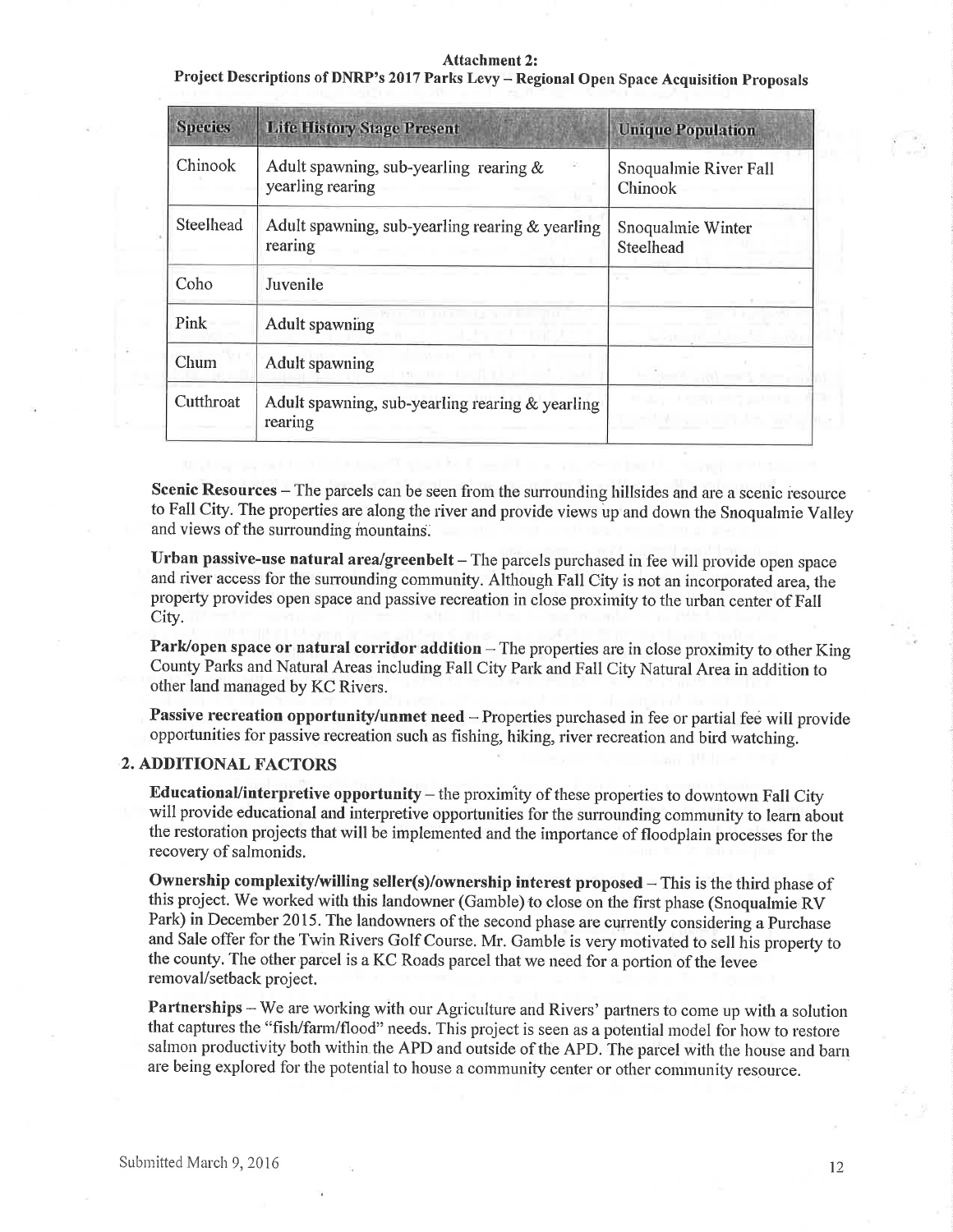**Attachment 2:**
**Project Descriptions of DNRP's 2017 Parks Levy – Regional Open Space Acquisition Proposals**

| Species | Life History Stage Present | Unique Population |
|---|---|---|
| Chinook | Adult spawning, sub-yearling rearing & yearling rearing | Snoqualmie River Fall Chinook |
| Steelhead | Adult spawning, sub-yearling rearing & yearling rearing | Snoqualmie Winter Steelhead |
| Coho | Juvenile | |
| Pink | Adult spawning | |
| Chum | Adult spawning | |
| Cutthroat | Adult spawning, sub-yearling rearing & yearling rearing | |

**Scenic Resources** – The parcels can be seen from the surrounding hillsides and are a scenic resource to Fall City. The properties are along the river and provide views up and down the Snoqualmie Valley and views of the surrounding mountains.

**Urban passive-use natural area/greenbelt** – The parcels purchased in fee will provide open space and river access for the surrounding community. Although Fall City is not an incorporated area, the property provides open space and passive recreation in close proximity to the urban center of Fall City.

**Park/open space or natural corridor addition** – The properties are in close proximity to other King County Parks and Natural Areas including Fall City Park and Fall City Natural Area in addition to other land managed by KC Rivers.

**Passive recreation opportunity/unmet need** – Properties purchased in fee or partial fee will provide opportunities for passive recreation such as fishing, hiking, river recreation and bird watching.

## 2. ADDITIONAL FACTORS

**Educational/interpretive opportunity** – the proximity of these properties to downtown Fall City will provide educational and interpretive opportunities for the surrounding community to learn about the restoration projects that will be implemented and the importance of floodplain processes for the recovery of salmonids.

**Ownership complexity/willing seller(s)/ownership interest proposed** – This is the third phase of this project. We worked with this landowner (Gamble) to close on the first phase (Snoqualmie RV Park) in December 2015. The landowners of the second phase are currently considering a Purchase and Sale offer for the Twin Rivers Golf Course. Mr. Gamble is very motivated to sell his property to the county. The other parcel is a KC Roads parcel that we need for a portion of the levee removal/setback project.

**Partnerships** – We are working with our Agriculture and Rivers' partners to come up with a solution that captures the "fish/farm/flood" needs. This project is seen as a potential model for how to restore salmon productivity both within the APD and outside of the APD. The parcel with the house and barn are being explored for the potential to house a community center or other community resource.

Submitted March 9, 2016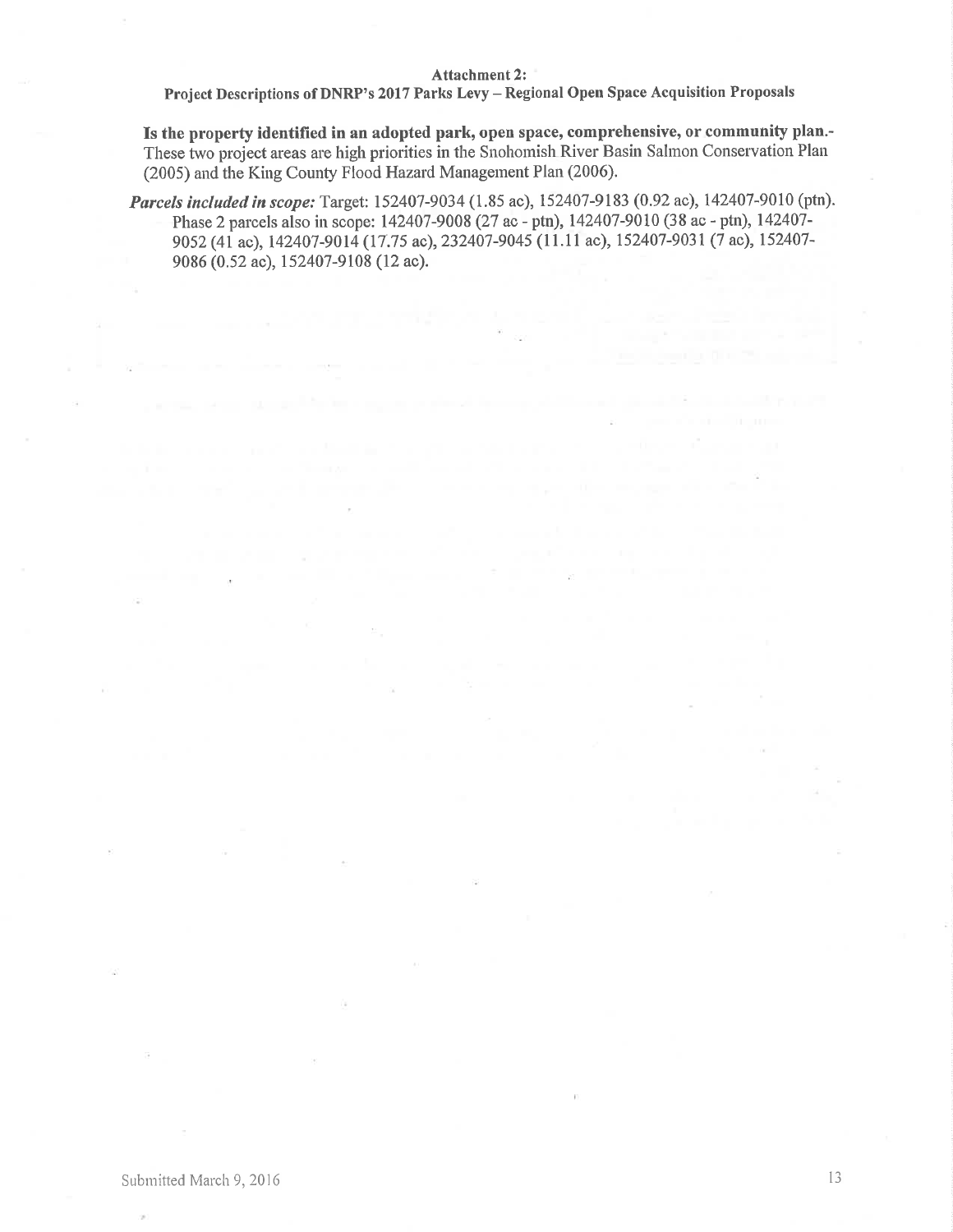**Attachment 2:**
**Project Descriptions of DNRP's 2017 Parks Levy – Regional Open Space Acquisition Proposals**

**Is the property identified in an adopted park, open space, comprehensive, or community plan.**- These two project areas are high priorities in the Snohomish River Basin Salmon Conservation Plan (2005) and the King County Flood Hazard Management Plan (2006).

***Parcels included in scope:*** Target: 152407-9034 (1.85 ac), 152407-9183 (0.92 ac), 142407-9010 (ptn). Phase 2 parcels also in scope: 142407-9008 (27 ac - ptn), 142407-9010 (38 ac - ptn), 142407-9052 (41 ac), 142407-9014 (17.75 ac), 232407-9045 (11.11 ac), 152407-9031 (7 ac), 152407-9086 (0.52 ac), 152407-9108 (12 ac).

Submitted March 9, 2016